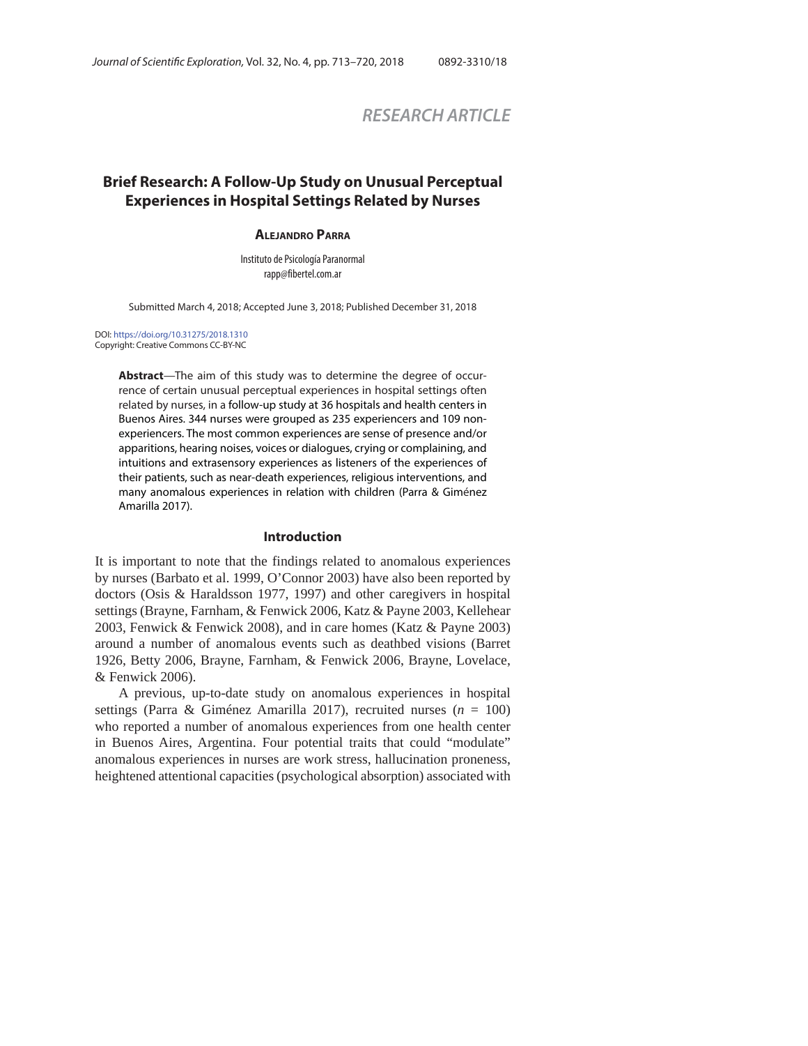RESEARCH ARTICLE

# Brief Research: A Follow-Up Study on Unusual Perceptual Experiences in Hospital Settings Related by Nurses

**Alejandro Parra**

Instituto de Psicología Paranormal
rapp@fibertel.com.ar

Submitted March 4, 2018; Accepted June 3, 2018; Published December 31, 2018

DOI: https://doi.org/10.31275/2018.1310
Copyright: Creative Commons CC-BY-NC

**Abstract**—The aim of this study was to determine the degree of occurrence of certain unusual perceptual experiences in hospital settings often related by nurses, in a follow-up study at 36 hospitals and health centers in Buenos Aires. 344 nurses were grouped as 235 experiencers and 109 non-experiencers. The most common experiences are sense of presence and/or apparitions, hearing noises, voices or dialogues, crying or complaining, and intuitions and extrasensory experiences as listeners of the experiences of their patients, such as near-death experiences, religious interventions, and many anomalous experiences in relation with children (Parra & Giménez Amarilla 2017).

## Introduction

It is important to note that the findings related to anomalous experiences by nurses (Barbato et al. 1999, O'Connor 2003) have also been reported by doctors (Osis & Haraldsson 1977, 1997) and other caregivers in hospital settings (Brayne, Farnham, & Fenwick 2006, Katz & Payne 2003, Kellehear 2003, Fenwick & Fenwick 2008), and in care homes (Katz & Payne 2003) around a number of anomalous events such as deathbed visions (Barret 1926, Betty 2006, Brayne, Farnham, & Fenwick 2006, Brayne, Lovelace, & Fenwick 2006).

A previous, up-to-date study on anomalous experiences in hospital settings (Parra & Giménez Amarilla 2017), recruited nurses ($n$ = 100) who reported a number of anomalous experiences from one health center in Buenos Aires, Argentina. Four potential traits that could "modulate" anomalous experiences in nurses are work stress, hallucination proneness, heightened attentional capacities (psychological absorption) associated with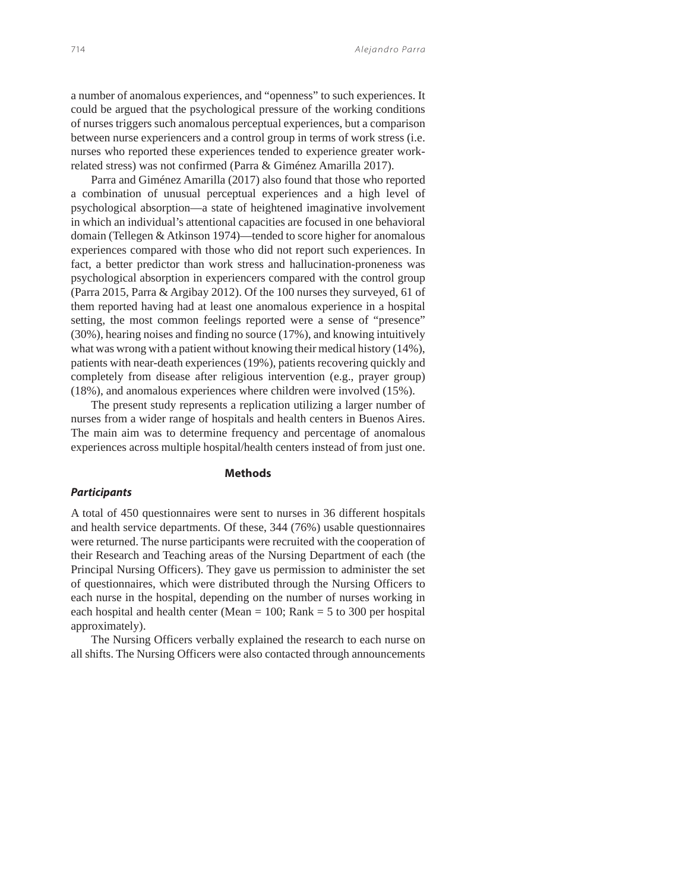a number of anomalous experiences, and "openness" to such experiences. It could be argued that the psychological pressure of the working conditions of nurses triggers such anomalous perceptual experiences, but a comparison between nurse experiencers and a control group in terms of work stress (i.e. nurses who reported these experiences tended to experience greater work-related stress) was not confirmed (Parra & Giménez Amarilla 2017).

Parra and Giménez Amarilla (2017) also found that those who reported a combination of unusual perceptual experiences and a high level of psychological absorption—a state of heightened imaginative involvement in which an individual's attentional capacities are focused in one behavioral domain (Tellegen & Atkinson 1974)—tended to score higher for anomalous experiences compared with those who did not report such experiences. In fact, a better predictor than work stress and hallucination-proneness was psychological absorption in experiencers compared with the control group (Parra 2015, Parra & Argibay 2012). Of the 100 nurses they surveyed, 61 of them reported having had at least one anomalous experience in a hospital setting, the most common feelings reported were a sense of "presence" (30%), hearing noises and finding no source (17%), and knowing intuitively what was wrong with a patient without knowing their medical history (14%), patients with near-death experiences (19%), patients recovering quickly and completely from disease after religious intervention (e.g., prayer group) (18%), and anomalous experiences where children were involved (15%).

The present study represents a replication utilizing a larger number of nurses from a wider range of hospitals and health centers in Buenos Aires. The main aim was to determine frequency and percentage of anomalous experiences across multiple hospital/health centers instead of from just one.

## Methods

### *Participants*

A total of 450 questionnaires were sent to nurses in 36 different hospitals and health service departments. Of these, 344 (76%) usable questionnaires were returned. The nurse participants were recruited with the cooperation of their Research and Teaching areas of the Nursing Department of each (the Principal Nursing Officers). They gave us permission to administer the set of questionnaires, which were distributed through the Nursing Officers to each nurse in the hospital, depending on the number of nurses working in each hospital and health center (Mean = 100; Rank = 5 to 300 per hospital approximately).

The Nursing Officers verbally explained the research to each nurse on all shifts. The Nursing Officers were also contacted through announcements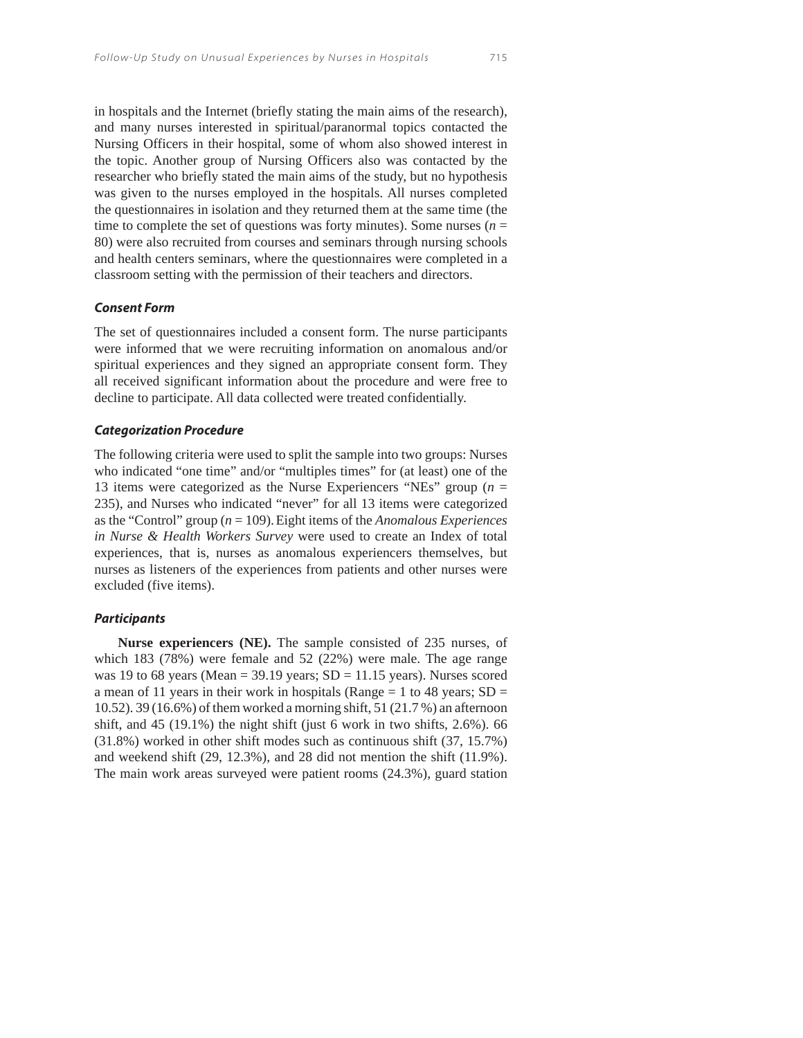in hospitals and the Internet (briefly stating the main aims of the research), and many nurses interested in spiritual/paranormal topics contacted the Nursing Officers in their hospital, some of whom also showed interest in the topic. Another group of Nursing Officers also was contacted by the researcher who briefly stated the main aims of the study, but no hypothesis was given to the nurses employed in the hospitals. All nurses completed the questionnaires in isolation and they returned them at the same time (the time to complete the set of questions was forty minutes). Some nurses ($n$ = 80) were also recruited from courses and seminars through nursing schools and health centers seminars, where the questionnaires were completed in a classroom setting with the permission of their teachers and directors.

### Consent Form

The set of questionnaires included a consent form. The nurse participants were informed that we were recruiting information on anomalous and/or spiritual experiences and they signed an appropriate consent form. They all received significant information about the procedure and were free to decline to participate. All data collected were treated confidentially.

### Categorization Procedure

The following criteria were used to split the sample into two groups: Nurses who indicated "one time" and/or "multiples times" for (at least) one of the 13 items were categorized as the Nurse Experiencers "NEs" group ($n$ = 235), and Nurses who indicated "never" for all 13 items were categorized as the "Control" group ($n$ = 109). Eight items of the *Anomalous Experiences in Nurse & Health Workers Survey* were used to create an Index of total experiences, that is, nurses as anomalous experiencers themselves, but nurses as listeners of the experiences from patients and other nurses were excluded (five items).

### Participants

**Nurse experiencers (NE).** The sample consisted of 235 nurses, of which 183 (78%) were female and 52 (22%) were male. The age range was 19 to 68 years (Mean = 39.19 years; SD = 11.15 years). Nurses scored a mean of 11 years in their work in hospitals (Range = 1 to 48 years; SD = 10.52). 39 (16.6%) of them worked a morning shift, 51 (21.7 %) an afternoon shift, and 45 (19.1%) the night shift (just 6 work in two shifts, 2.6%). 66 (31.8%) worked in other shift modes such as continuous shift (37, 15.7%) and weekend shift (29, 12.3%), and 28 did not mention the shift (11.9%). The main work areas surveyed were patient rooms (24.3%), guard station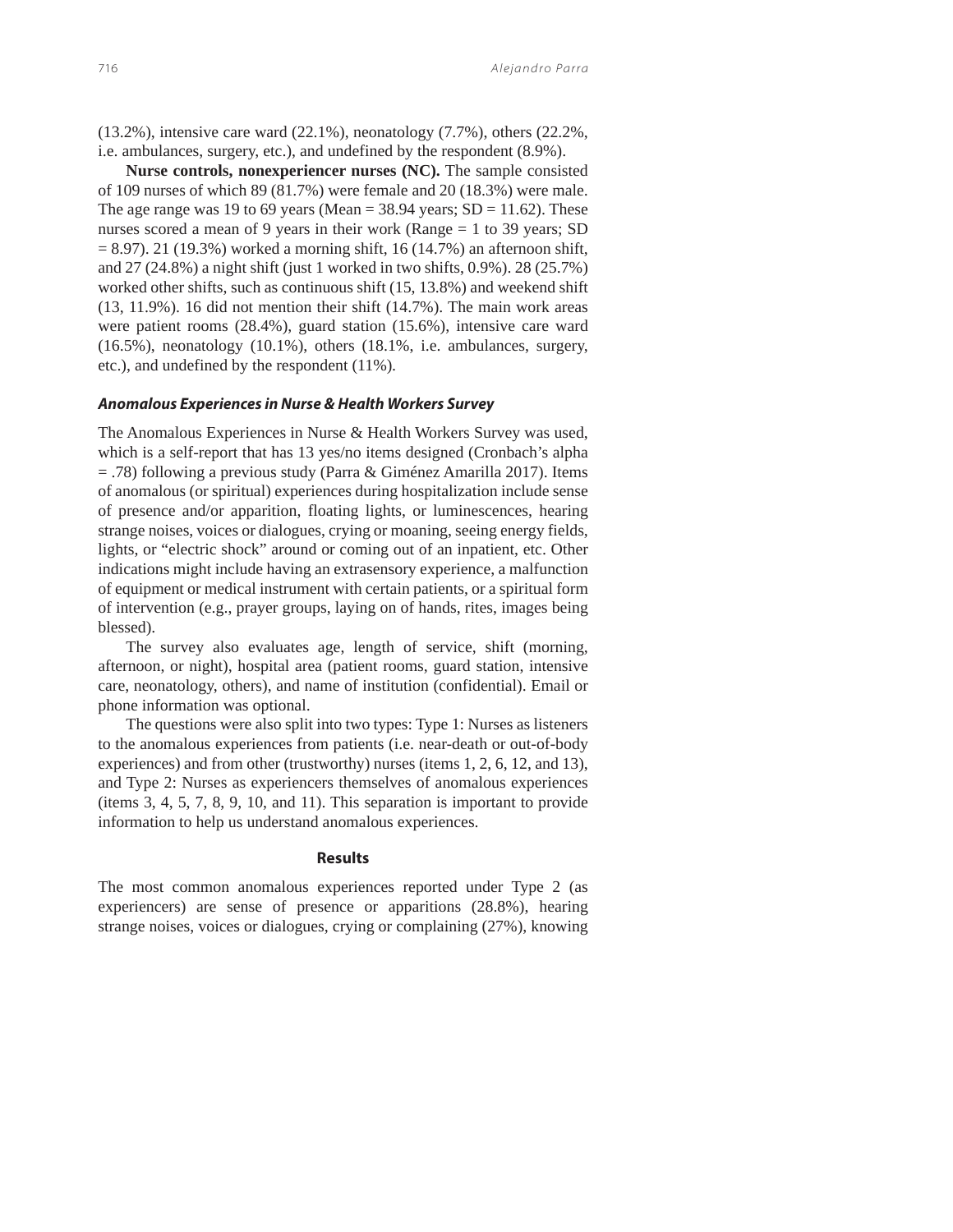(13.2%), intensive care ward (22.1%), neonatology (7.7%), others (22.2%, i.e. ambulances, surgery, etc.), and undefined by the respondent (8.9%).

**Nurse controls, nonexperiencer nurses (NC).** The sample consisted of 109 nurses of which 89 (81.7%) were female and 20 (18.3%) were male. The age range was 19 to 69 years (Mean = 38.94 years; SD = 11.62). These nurses scored a mean of 9 years in their work (Range = 1 to 39 years; SD = 8.97). 21 (19.3%) worked a morning shift, 16 (14.7%) an afternoon shift, and 27 (24.8%) a night shift (just 1 worked in two shifts, 0.9%). 28 (25.7%) worked other shifts, such as continuous shift (15, 13.8%) and weekend shift (13, 11.9%). 16 did not mention their shift (14.7%). The main work areas were patient rooms (28.4%), guard station (15.6%), intensive care ward (16.5%), neonatology (10.1%), others (18.1%, i.e. ambulances, surgery, etc.), and undefined by the respondent (11%).

### *Anomalous Experiences in Nurse & Health Workers Survey*

The Anomalous Experiences in Nurse & Health Workers Survey was used, which is a self-report that has 13 yes/no items designed (Cronbach's alpha = .78) following a previous study (Parra & Giménez Amarilla 2017). Items of anomalous (or spiritual) experiences during hospitalization include sense of presence and/or apparition, floating lights, or luminescences, hearing strange noises, voices or dialogues, crying or moaning, seeing energy fields, lights, or "electric shock" around or coming out of an inpatient, etc. Other indications might include having an extrasensory experience, a malfunction of equipment or medical instrument with certain patients, or a spiritual form of intervention (e.g., prayer groups, laying on of hands, rites, images being blessed).

The survey also evaluates age, length of service, shift (morning, afternoon, or night), hospital area (patient rooms, guard station, intensive care, neonatology, others), and name of institution (confidential). Email or phone information was optional.

The questions were also split into two types: Type 1: Nurses as listeners to the anomalous experiences from patients (i.e. near-death or out-of-body experiences) and from other (trustworthy) nurses (items 1, 2, 6, 12, and 13), and Type 2: Nurses as experiencers themselves of anomalous experiences (items 3, 4, 5, 7, 8, 9, 10, and 11). This separation is important to provide information to help us understand anomalous experiences.

## Results

The most common anomalous experiences reported under Type 2 (as experiencers) are sense of presence or apparitions (28.8%), hearing strange noises, voices or dialogues, crying or complaining (27%), knowing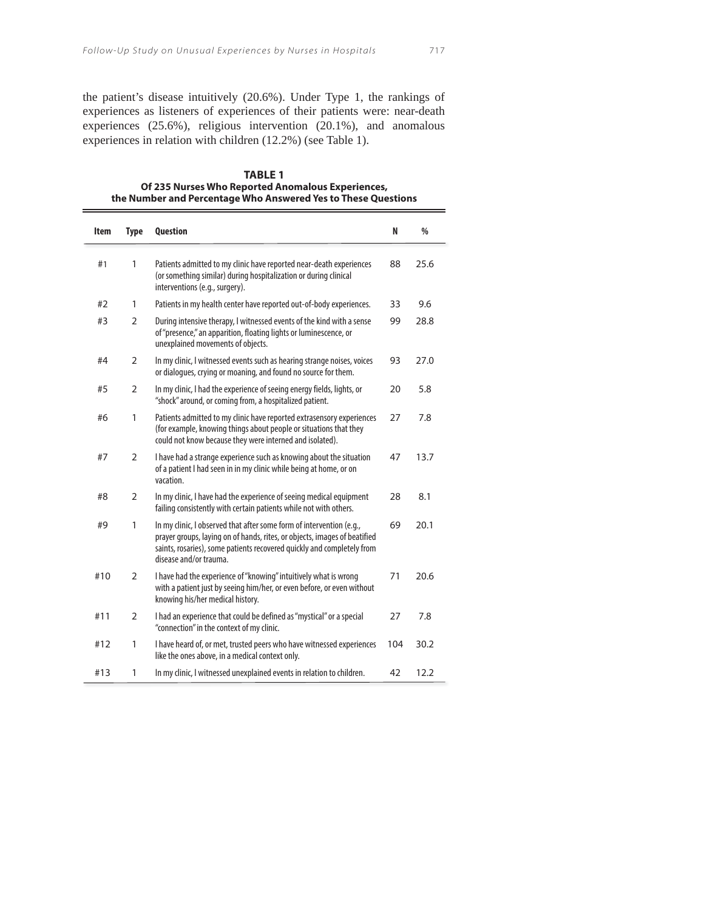the patient's disease intuitively (20.6%). Under Type 1, the rankings of experiences as listeners of experiences of their patients were: near-death experiences (25.6%), religious intervention (20.1%), and anomalous experiences in relation with children (12.2%) (see Table 1).

**TABLE 1**
**Of 235 Nurses Who Reported Anomalous Experiences, the Number and Percentage Who Answered Yes to These Questions**

| Item | Type | Question | N | % |
|---|---|---|---|---|
| #1 | 1 | Patients admitted to my clinic have reported near-death experiences (or something similar) during hospitalization or during clinical interventions (e.g., surgery). | 88 | 25.6 |
| #2 | 1 | Patients in my health center have reported out-of-body experiences. | 33 | 9.6 |
| #3 | 2 | During intensive therapy, I witnessed events of the kind with a sense of "presence," an apparition, floating lights or luminescence, or unexplained movements of objects. | 99 | 28.8 |
| #4 | 2 | In my clinic, I witnessed events such as hearing strange noises, voices or dialogues, crying or moaning, and found no source for them. | 93 | 27.0 |
| #5 | 2 | In my clinic, I had the experience of seeing energy fields, lights, or "shock" around, or coming from, a hospitalized patient. | 20 | 5.8 |
| #6 | 1 | Patients admitted to my clinic have reported extrasensory experiences (for example, knowing things about people or situations that they could not know because they were interned and isolated). | 27 | 7.8 |
| #7 | 2 | I have had a strange experience such as knowing about the situation of a patient I had seen in in my clinic while being at home, or on vacation. | 47 | 13.7 |
| #8 | 2 | In my clinic, I have had the experience of seeing medical equipment failing consistently with certain patients while not with others. | 28 | 8.1 |
| #9 | 1 | In my clinic, I observed that after some form of intervention (e.g., prayer groups, laying on of hands, rites, or objects, images of beatified saints, rosaries), some patients recovered quickly and completely from disease and/or trauma. | 69 | 20.1 |
| #10 | 2 | I have had the experience of "knowing" intuitively what is wrong with a patient just by seeing him/her, or even before, or even without knowing his/her medical history. | 71 | 20.6 |
| #11 | 2 | I had an experience that could be defined as "mystical" or a special "connection" in the context of my clinic. | 27 | 7.8 |
| #12 | 1 | I have heard of, or met, trusted peers who have witnessed experiences like the ones above, in a medical context only. | 104 | 30.2 |
| #13 | 1 | In my clinic, I witnessed unexplained events in relation to children. | 42 | 12.2 |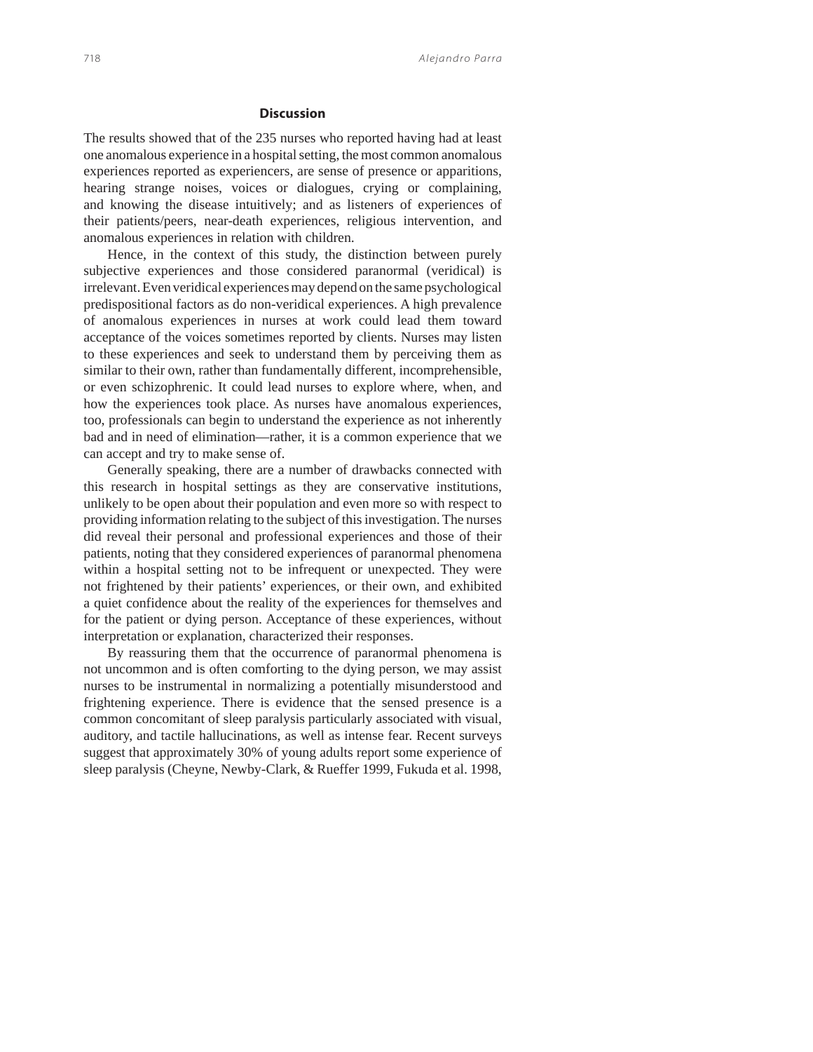## Discussion

The results showed that of the 235 nurses who reported having had at least one anomalous experience in a hospital setting, the most common anomalous experiences reported as experiencers, are sense of presence or apparitions, hearing strange noises, voices or dialogues, crying or complaining, and knowing the disease intuitively; and as listeners of experiences of their patients/peers, near-death experiences, religious intervention, and anomalous experiences in relation with children.

Hence, in the context of this study, the distinction between purely subjective experiences and those considered paranormal (veridical) is irrelevant. Even veridical experiences may depend on the same psychological predispositional factors as do non-veridical experiences. A high prevalence of anomalous experiences in nurses at work could lead them toward acceptance of the voices sometimes reported by clients. Nurses may listen to these experiences and seek to understand them by perceiving them as similar to their own, rather than fundamentally different, incomprehensible, or even schizophrenic. It could lead nurses to explore where, when, and how the experiences took place. As nurses have anomalous experiences, too, professionals can begin to understand the experience as not inherently bad and in need of elimination—rather, it is a common experience that we can accept and try to make sense of.

Generally speaking, there are a number of drawbacks connected with this research in hospital settings as they are conservative institutions, unlikely to be open about their population and even more so with respect to providing information relating to the subject of this investigation. The nurses did reveal their personal and professional experiences and those of their patients, noting that they considered experiences of paranormal phenomena within a hospital setting not to be infrequent or unexpected. They were not frightened by their patients' experiences, or their own, and exhibited a quiet confidence about the reality of the experiences for themselves and for the patient or dying person. Acceptance of these experiences, without interpretation or explanation, characterized their responses.

By reassuring them that the occurrence of paranormal phenomena is not uncommon and is often comforting to the dying person, we may assist nurses to be instrumental in normalizing a potentially misunderstood and frightening experience. There is evidence that the sensed presence is a common concomitant of sleep paralysis particularly associated with visual, auditory, and tactile hallucinations, as well as intense fear. Recent surveys suggest that approximately 30% of young adults report some experience of sleep paralysis (Cheyne, Newby-Clark, & Rueffer 1999, Fukuda et al. 1998,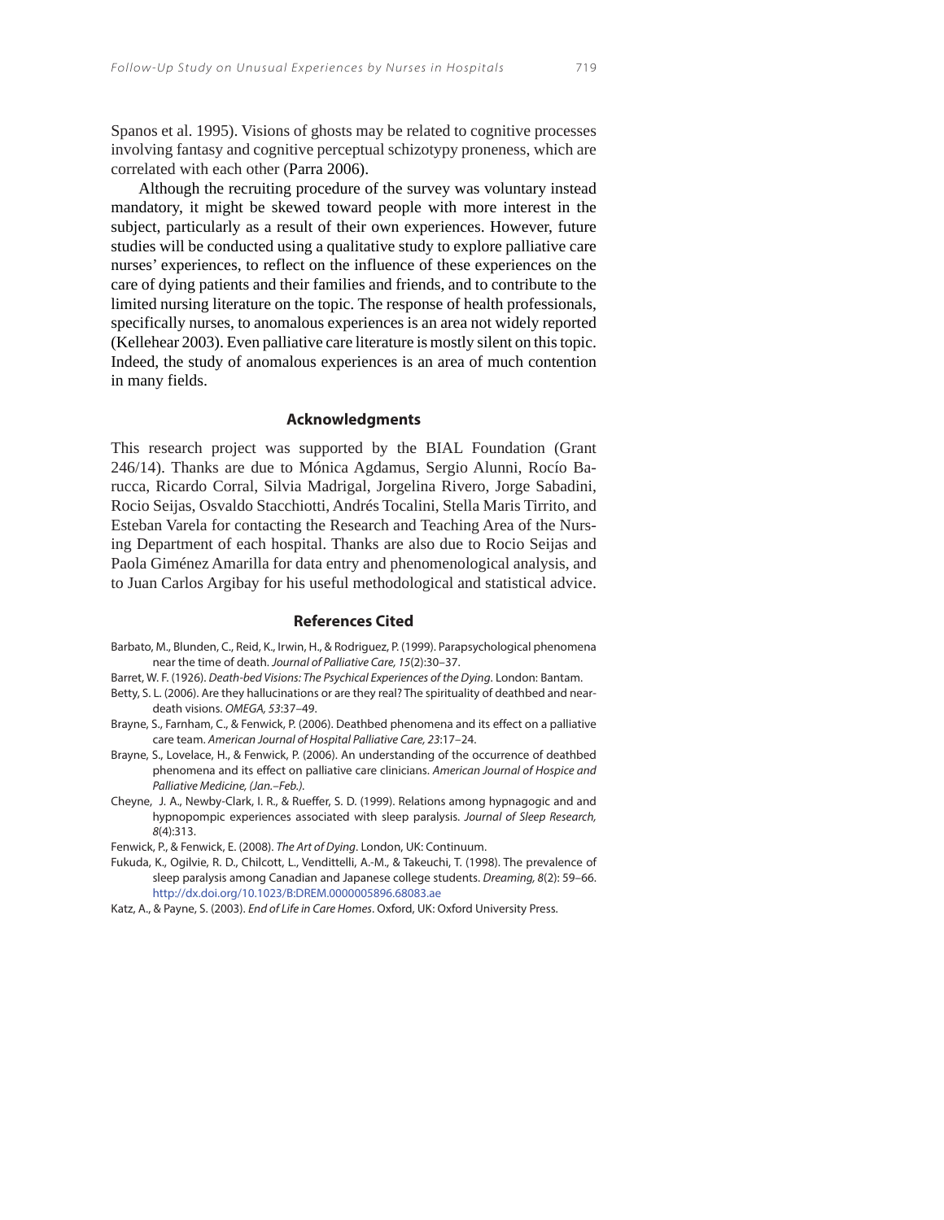Spanos et al. 1995). Visions of ghosts may be related to cognitive processes involving fantasy and cognitive perceptual schizotypy proneness, which are correlated with each other (Parra 2006).

Although the recruiting procedure of the survey was voluntary instead mandatory, it might be skewed toward people with more interest in the subject, particularly as a result of their own experiences. However, future studies will be conducted using a qualitative study to explore palliative care nurses' experiences, to reflect on the influence of these experiences on the care of dying patients and their families and friends, and to contribute to the limited nursing literature on the topic. The response of health professionals, specifically nurses, to anomalous experiences is an area not widely reported (Kellehear 2003). Even palliative care literature is mostly silent on this topic. Indeed, the study of anomalous experiences is an area of much contention in many fields.

## Acknowledgments

This research project was supported by the BIAL Foundation (Grant 246/14). Thanks are due to Mónica Agdamus, Sergio Alunni, Rocío Barucca, Ricardo Corral, Silvia Madrigal, Jorgelina Rivero, Jorge Sabadini, Rocio Seijas, Osvaldo Stacchiotti, Andrés Tocalini, Stella Maris Tirrito, and Esteban Varela for contacting the Research and Teaching Area of the Nursing Department of each hospital. Thanks are also due to Rocio Seijas and Paola Giménez Amarilla for data entry and phenomenological analysis, and to Juan Carlos Argibay for his useful methodological and statistical advice.

## References Cited

Barbato, M., Blunden, C., Reid, K., Irwin, H., & Rodriguez, P. (1999). Parapsychological phenomena near the time of death. *Journal of Palliative Care, 15*(2):30–37.

Barret, W. F. (1926). *Death-bed Visions: The Psychical Experiences of the Dying*. London: Bantam.

Betty, S. L. (2006). Are they hallucinations or are they real? The spirituality of deathbed and near-death visions. *OMEGA, 53*:37–49.

Brayne, S., Farnham, C., & Fenwick, P. (2006). Deathbed phenomena and its effect on a palliative care team. *American Journal of Hospital Palliative Care, 23*:17–24.

Brayne, S., Lovelace, H., & Fenwick, P. (2006). An understanding of the occurrence of deathbed phenomena and its effect on palliative care clinicians. *American Journal of Hospice and Palliative Medicine, (Jan.–Feb.).*

Cheyne, J. A., Newby-Clark, I. R., & Rueffer, S. D. (1999). Relations among hypnagogic and and hypnopompic experiences associated with sleep paralysis. *Journal of Sleep Research, 8*(4):313.

Fenwick, P., & Fenwick, E. (2008). *The Art of Dying*. London, UK: Continuum.

Fukuda, K., Ogilvie, R. D., Chilcott, L., Vendittelli, A.-M., & Takeuchi, T. (1998). The prevalence of sleep paralysis among Canadian and Japanese college students. *Dreaming, 8*(2): 59–66. http://dx.doi.org/10.1023/B:DREM.0000005896.68083.ae

Katz, A., & Payne, S. (2003). *End of Life in Care Homes*. Oxford, UK: Oxford University Press.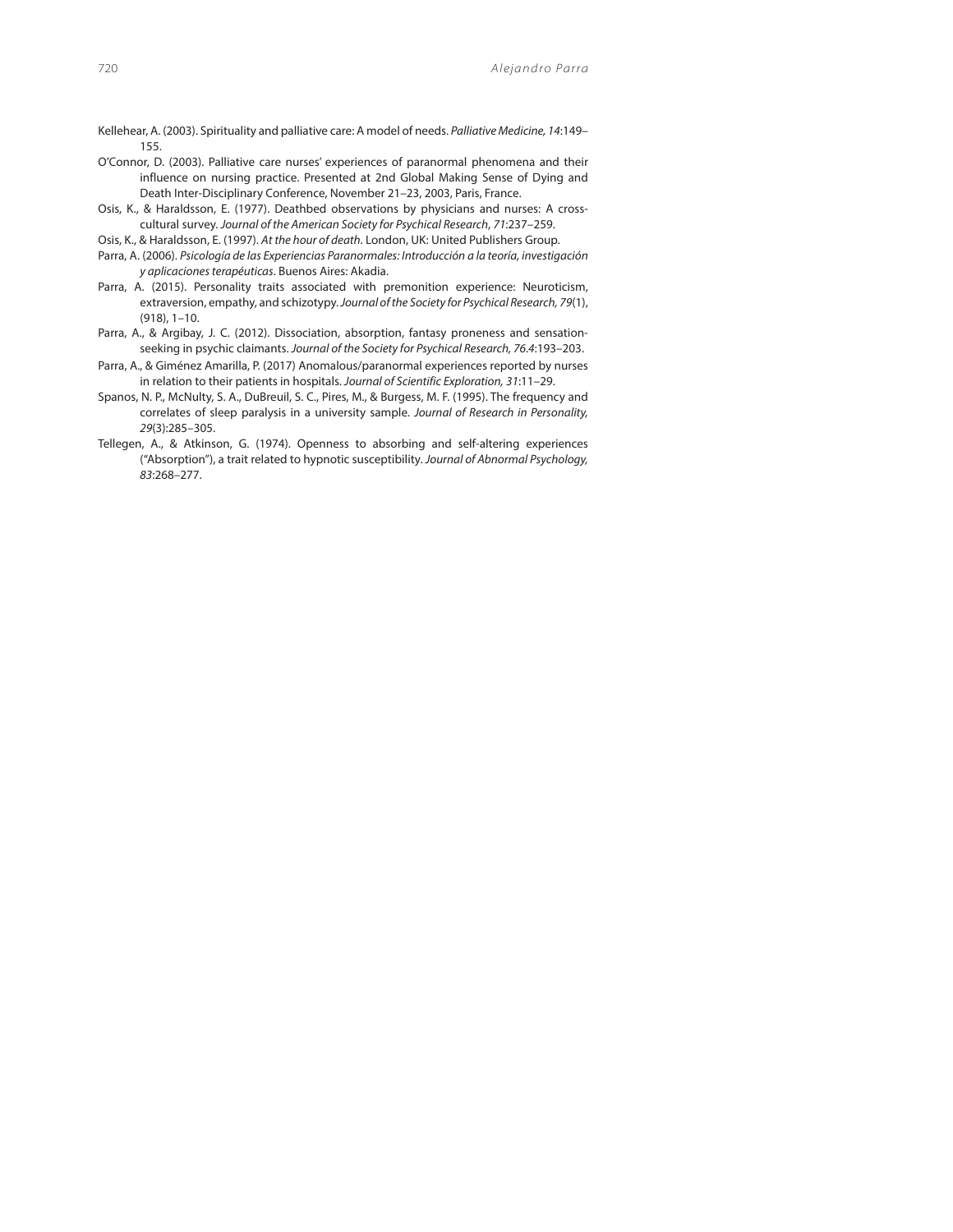Kellehear, A. (2003). Spirituality and palliative care: A model of needs. *Palliative Medicine, 14*:149–155.

O'Connor, D. (2003). Palliative care nurses' experiences of paranormal phenomena and their influence on nursing practice. Presented at 2nd Global Making Sense of Dying and Death Inter-Disciplinary Conference, November 21–23, 2003, Paris, France.

Osis, K., & Haraldsson, E. (1977). Deathbed observations by physicians and nurses: A cross-cultural survey. *Journal of the American Society for Psychical Research*, *71*:237–259.

Osis, K., & Haraldsson, E. (1997). *At the hour of death*. London, UK: United Publishers Group.

Parra, A. (2006). *Psicología de las Experiencias Paranormales: Introducción a la teoría, investigación y aplicaciones terapéuticas*. Buenos Aires: Akadia.

Parra, A. (2015). Personality traits associated with premonition experience: Neuroticism, extraversion, empathy, and schizotypy. *Journal of the Society for Psychical Research, 79*(1), (918), 1–10.

Parra, A., & Argibay, J. C. (2012). Dissociation, absorption, fantasy proneness and sensation-seeking in psychic claimants. *Journal of the Society for Psychical Research, 76.4*:193–203.

Parra, A., & Giménez Amarilla, P. (2017) Anomalous/paranormal experiences reported by nurses in relation to their patients in hospitals. *Journal of Scientific Exploration, 31*:11–29.

Spanos, N. P., McNulty, S. A., DuBreuil, S. C., Pires, M., & Burgess, M. F. (1995). The frequency and correlates of sleep paralysis in a university sample. *Journal of Research in Personality, 29*(3):285–305.

Tellegen, A., & Atkinson, G. (1974). Openness to absorbing and self-altering experiences ("Absorption"), a trait related to hypnotic susceptibility. *Journal of Abnormal Psychology, 83*:268–277.